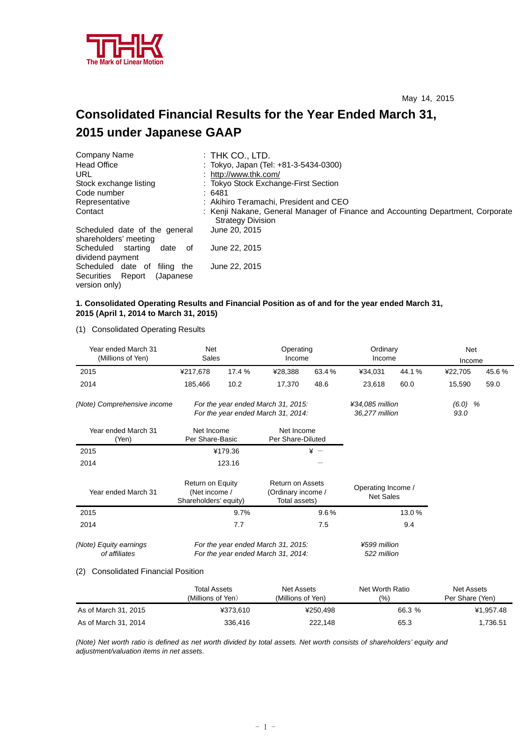THK

The Mark of Linear Motion

May 14, 2015

# Consolidated Financial Results for the Year Ended March 31, 2015 under Japanese GAAP

| | |
|---|---|
| Company Name | : THK CO., LTD. |
| Head Office | : Tokyo, Japan (Tel: +81-3-5434-0300) |
| URL | : http://www.thk.com/ |
| Stock exchange listing | : Tokyo Stock Exchange-First Section |
| Code number | : 6481 |
| Representative | : Akihiro Teramachi, President and CEO |
| Contact | : Kenji Nakane, General Manager of Finance and Accounting Department, Corporate Strategy Division |
| Scheduled date of the general shareholders' meeting | June 20, 2015 |
| Scheduled starting date of dividend payment | June 22, 2015 |
| Scheduled date of filing the Securities Report (Japanese version only) | June 22, 2015 |

**1. Consolidated Operating Results and Financial Position as of and for the year ended March 31, 2015 (April 1, 2014 to March 31, 2015)**

(1) Consolidated Operating Results

| Year ended March 31 (Millions of Yen) | Net Sales | | Operating Income | | Ordinary Income | | Net Income | |
|---|---|---|---|---|---|---|---|---|
| 2015 | ¥217,678 | 17.4 % | ¥28,388 | 63.4 % | ¥34,031 | 44.1 % | ¥22,705 | 45.6 % |
| 2014 | 185,466 | 10.2 | 17,370 | 48.6 | 23,618 | 60.0 | 15,590 | 59.0 |

*(Note) Comprehensive income For the year ended March 31, 2015: ¥34,085 million (6.0) %*
*For the year ended March 31, 2014: 36,277 million 93.0*

| Year ended March 31 (Yen) | Net Income Per Share-Basic | Net Income Per Share-Diluted |
|---|---|---|
| 2015 | ¥179.36 | ¥ － |
| 2014 | 123.16 | － |

| Year ended March 31 | Return on Equity (Net income / Shareholders' equity) | Return on Assets (Ordinary income / Total assets) | Operating Income / Net Sales |
|---|---|---|---|
| 2015 | 9.7% | 9.6 % | 13.0 % |
| 2014 | 7.7 | 7.5 | 9.4 |

*(Note) Equity earnings of affiliates For the year ended March 31, 2015: ¥599 million*
*For the year ended March 31, 2014: 522 million*

(2) Consolidated Financial Position

| | Total Assets (Millions of Yen) | Net Assets (Millions of Yen) | Net Worth Ratio (%) | Net Assets Per Share (Yen) |
|---|---|---|---|---|
| As of March 31, 2015 | ¥373,610 | ¥250,498 | 66.3 % | ¥1,957.48 |
| As of March 31, 2014 | 336,416 | 222,148 | 65.3 | 1,736.51 |

*(Note) Net worth ratio is defined as net worth divided by total assets. Net worth consists of shareholders' equity and adjustment/valuation items in net assets.*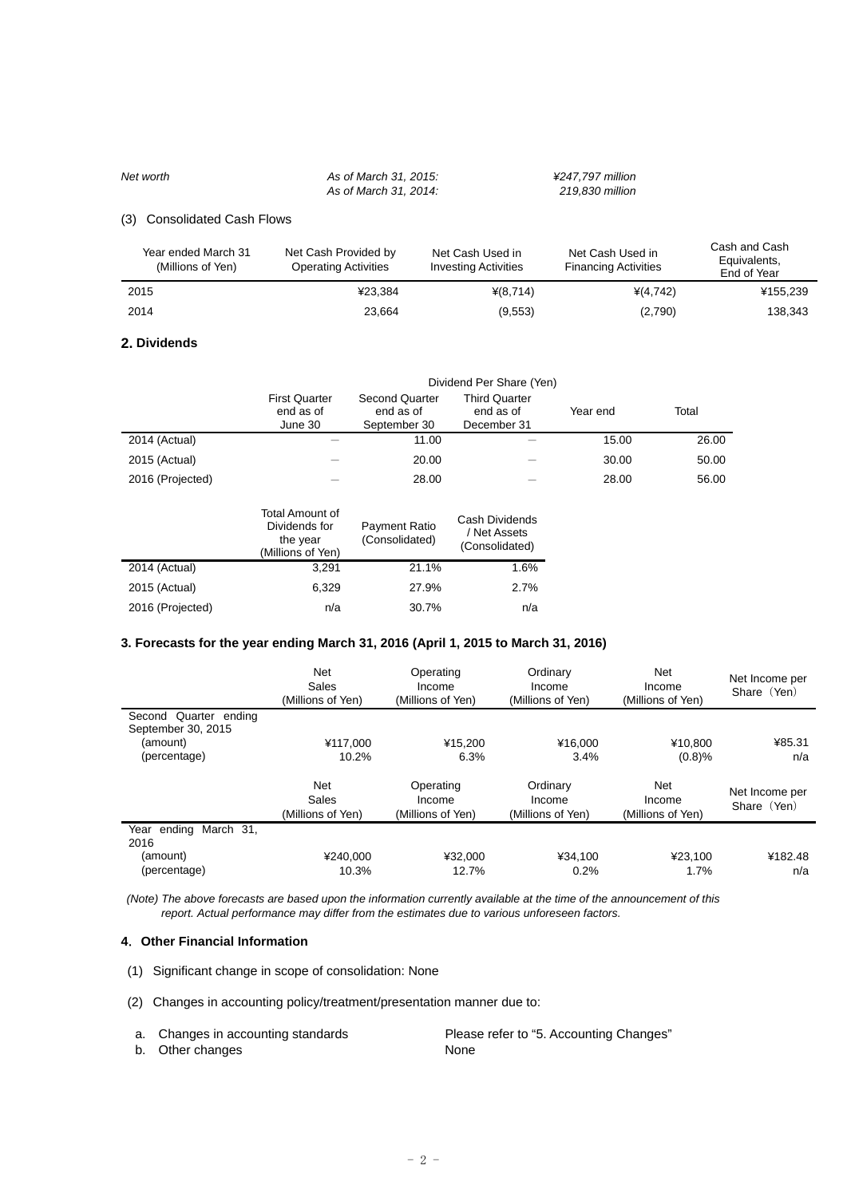| *Net worth* | *As of March 31, 2015:* | *¥247,797 million* |
|---|---|---|
| | *As of March 31, 2014:* | *219,830 million* |

(3) Consolidated Cash Flows

| Year ended March 31 (Millions of Yen) | Net Cash Provided by Operating Activities | Net Cash Used in Investing Activities | Net Cash Used in Financing Activities | Cash and Cash Equivalents, End of Year |
|---|---|---|---|---|
| 2015 | ¥23,384 | ¥(8,714) | ¥(4,742) | ¥155,239 |
| 2014 | 23,664 | (9,553) | (2,790) | 138,343 |

## 2. Dividends

| | Dividend Per Share (Yen) | | | | |
|---|---|---|---|---|---|
| | First Quarter end as of June 30 | Second Quarter end as of September 30 | Third Quarter end as of December 31 | Year end | Total |
| 2014 (Actual) | — | 11.00 | — | 15.00 | 26.00 |
| 2015 (Actual) | — | 20.00 | — | 30.00 | 50.00 |
| 2016 (Projected) | — | 28.00 | — | 28.00 | 56.00 |

| | Total Amount of Dividends for the year (Millions of Yen) | Payment Ratio (Consolidated) | Cash Dividends / Net Assets (Consolidated) |
|---|---|---|---|
| 2014 (Actual) | 3,291 | 21.1% | 1.6% |
| 2015 (Actual) | 6,329 | 27.9% | 2.7% |
| 2016 (Projected) | n/a | 30.7% | n/a |

## 3. Forecasts for the year ending March 31, 2016 (April 1, 2015 to March 31, 2016)

| | Net Sales (Millions of Yen) | Operating Income (Millions of Yen) | Ordinary Income (Millions of Yen) | Net Income (Millions of Yen) | Net Income per Share (Yen) |
|---|---|---|---|---|---|
| Second Quarter ending September 30, 2015 | | | | | |
| (amount) | ¥117,000 | ¥15,200 | ¥16,000 | ¥10,800 | ¥85.31 |
| (percentage) | 10.2% | 6.3% | 3.4% | (0.8)% | n/a |

| | Net Sales (Millions of Yen) | Operating Income (Millions of Yen) | Ordinary Income (Millions of Yen) | Net Income (Millions of Yen) | Net Income per Share (Yen) |
|---|---|---|---|---|---|
| Year ending March 31, 2016 | | | | | |
| (amount) | ¥240,000 | ¥32,000 | ¥34,100 | ¥23,100 | ¥182.48 |
| (percentage) | 10.3% | 12.7% | 0.2% | 1.7% | n/a |

*(Note) The above forecasts are based upon the information currently available at the time of the announcement of this report. Actual performance may differ from the estimates due to various unforeseen factors.*

## 4. Other Financial Information

(1) Significant change in scope of consolidation: None

(2) Changes in accounting policy/treatment/presentation manner due to:

a. Changes in accounting standards — Please refer to “5. Accounting Changes”
b. Other changes — None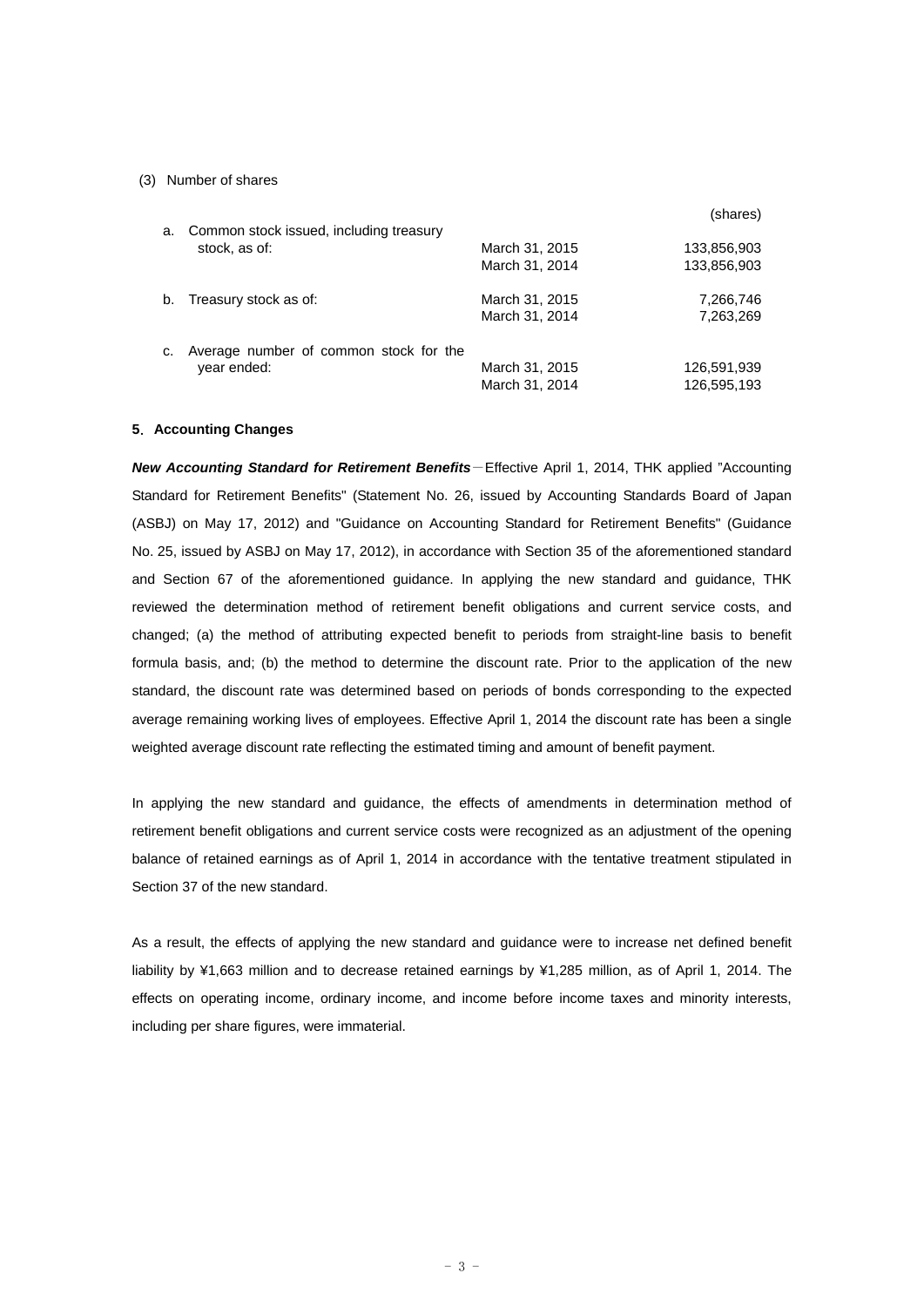(3) Number of shares

| | | (shares) |
|---|---|---|
| a. Common stock issued, including treasury stock, as of: | March 31, 2015 | 133,856,903 |
| | March 31, 2014 | 133,856,903 |
| b. Treasury stock as of: | March 31, 2015 | 7,266,746 |
| | March 31, 2014 | 7,263,269 |
| c. Average number of common stock for the year ended: | March 31, 2015 | 126,591,939 |
| | March 31, 2014 | 126,595,193 |

**5. Accounting Changes**

***New Accounting Standard for Retirement Benefits***－Effective April 1, 2014, THK applied "Accounting Standard for Retirement Benefits" (Statement No. 26, issued by Accounting Standards Board of Japan (ASBJ) on May 17, 2012) and "Guidance on Accounting Standard for Retirement Benefits" (Guidance No. 25, issued by ASBJ on May 17, 2012), in accordance with Section 35 of the aforementioned standard and Section 67 of the aforementioned guidance. In applying the new standard and guidance, THK reviewed the determination method of retirement benefit obligations and current service costs, and changed; (a) the method of attributing expected benefit to periods from straight-line basis to benefit formula basis, and; (b) the method to determine the discount rate. Prior to the application of the new standard, the discount rate was determined based on periods of bonds corresponding to the expected average remaining working lives of employees. Effective April 1, 2014 the discount rate has been a single weighted average discount rate reflecting the estimated timing and amount of benefit payment.

In applying the new standard and guidance, the effects of amendments in determination method of retirement benefit obligations and current service costs were recognized as an adjustment of the opening balance of retained earnings as of April 1, 2014 in accordance with the tentative treatment stipulated in Section 37 of the new standard.

As a result, the effects of applying the new standard and guidance were to increase net defined benefit liability by ¥1,663 million and to decrease retained earnings by ¥1,285 million, as of April 1, 2014. The effects on operating income, ordinary income, and income before income taxes and minority interests, including per share figures, were immaterial.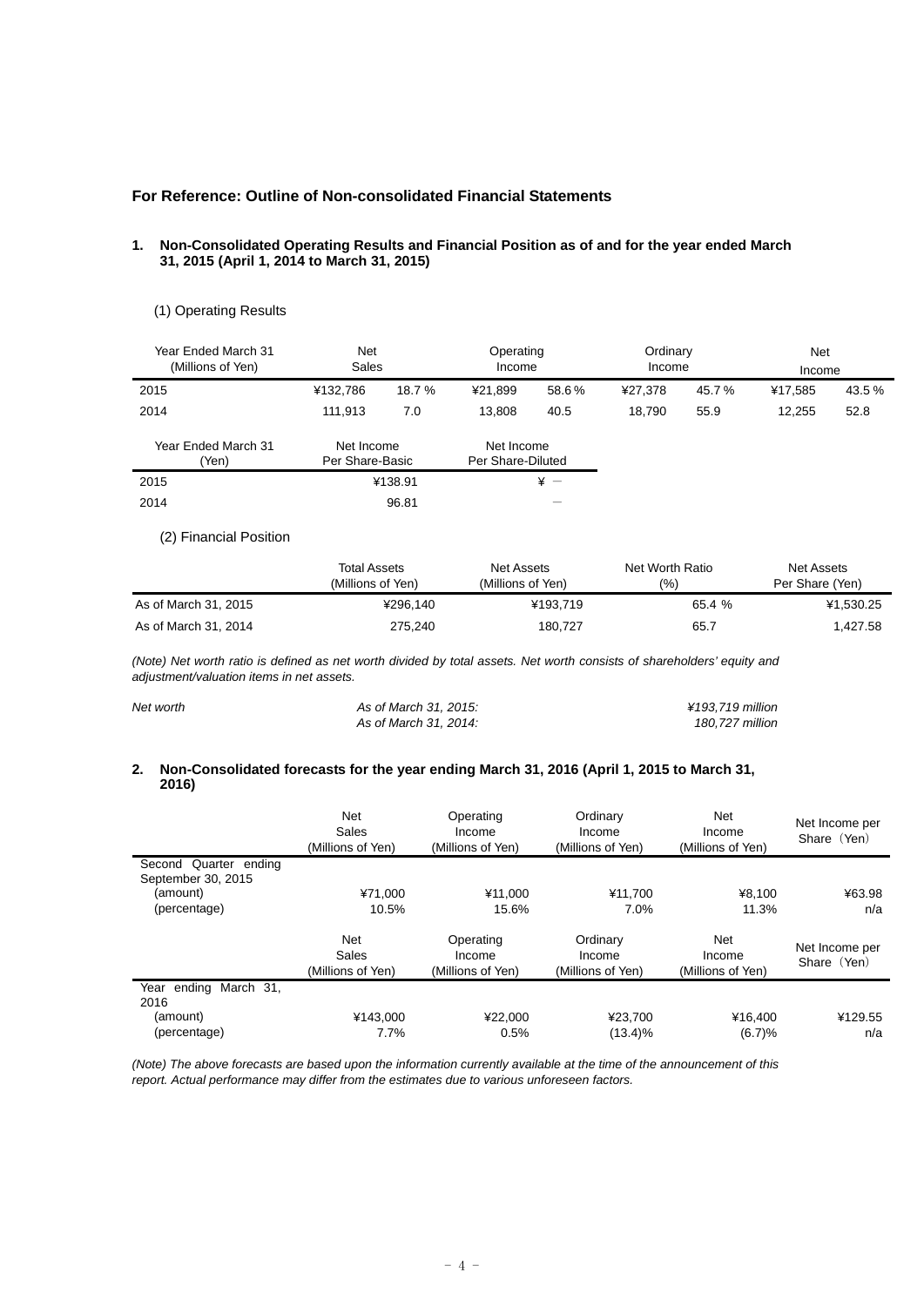## For Reference: Outline of Non-consolidated Financial Statements

### 1. Non-Consolidated Operating Results and Financial Position as of and for the year ended March 31, 2015 (April 1, 2014 to March 31, 2015)

(1) Operating Results

| Year Ended March 31 (Millions of Yen) | Net Sales | | Operating Income | | Ordinary Income | | Net Income | |
|---|---|---|---|---|---|---|---|---|
| 2015 | ¥132,786 | 18.7 % | ¥21,899 | 58.6 % | ¥27,378 | 45.7 % | ¥17,585 | 43.5 % |
| 2014 | 111,913 | 7.0 | 13,808 | 40.5 | 18,790 | 55.9 | 12,255 | 52.8 |

| Year Ended March 31 (Yen) | Net Income Per Share-Basic | Net Income Per Share-Diluted |
|---|---|---|
| 2015 | ¥138.91 | ¥ － |
| 2014 | 96.81 | － |

(2) Financial Position

| | Total Assets (Millions of Yen) | Net Assets (Millions of Yen) | Net Worth Ratio (%) | Net Assets Per Share (Yen) |
|---|---|---|---|---|
| As of March 31, 2015 | ¥296,140 | ¥193,719 | 65.4 % | ¥1,530.25 |
| As of March 31, 2014 | 275,240 | 180,727 | 65.7 | 1,427.58 |

*(Note) Net worth ratio is defined as net worth divided by total assets. Net worth consists of shareholders' equity and adjustment/valuation items in net assets.*

| *Net worth* | *As of March 31, 2015:* | *¥193,719 million* |
|---|---|---|
| | *As of March 31, 2014:* | *180,727 million* |

### 2. Non-Consolidated forecasts for the year ending March 31, 2016 (April 1, 2015 to March 31, 2016)

| | Net Sales (Millions of Yen) | Operating Income (Millions of Yen) | Ordinary Income (Millions of Yen) | Net Income (Millions of Yen) | Net Income per Share（Yen） |
|---|---|---|---|---|---|
| Second Quarter ending September 30, 2015 | | | | | |
| (amount) | ¥71,000 | ¥11,000 | ¥11,700 | ¥8,100 | ¥63.98 |
| (percentage) | 10.5% | 15.6% | 7.0% | 11.3% | n/a |

| | Net Sales (Millions of Yen) | Operating Income (Millions of Yen) | Ordinary Income (Millions of Yen) | Net Income (Millions of Yen) | Net Income per Share（Yen） |
|---|---|---|---|---|---|
| Year ending March 31, 2016 | | | | | |
| (amount) | ¥143,000 | ¥22,000 | ¥23,700 | ¥16,400 | ¥129.55 |
| (percentage) | 7.7% | 0.5% | (13.4)% | (6.7)% | n/a |

*(Note) The above forecasts are based upon the information currently available at the time of the announcement of this report. Actual performance may differ from the estimates due to various unforeseen factors.*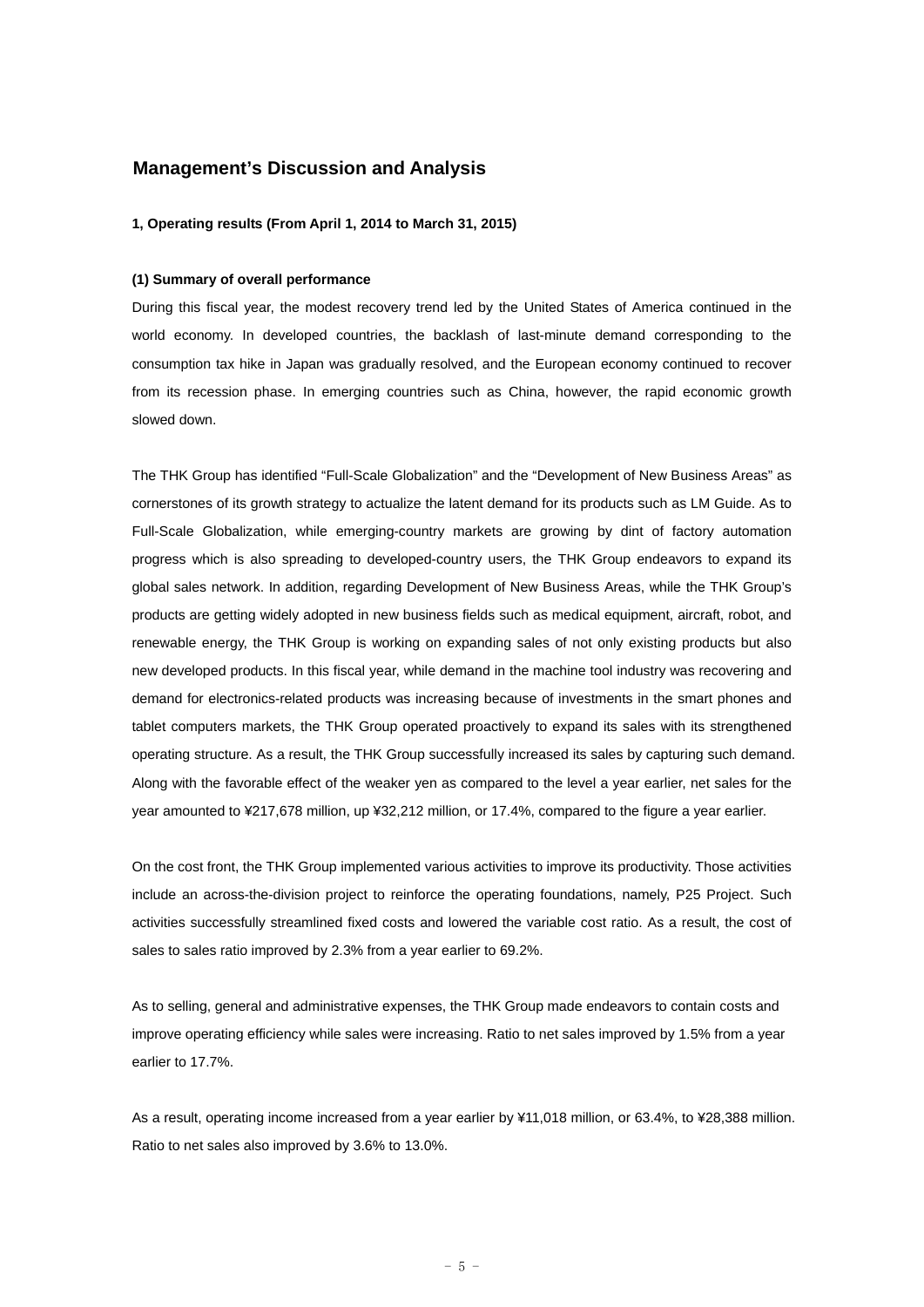# Management's Discussion and Analysis

**1, Operating results (From April 1, 2014 to March 31, 2015)**

**(1) Summary of overall performance**

During this fiscal year, the modest recovery trend led by the United States of America continued in the world economy. In developed countries, the backlash of last-minute demand corresponding to the consumption tax hike in Japan was gradually resolved, and the European economy continued to recover from its recession phase. In emerging countries such as China, however, the rapid economic growth slowed down.

The THK Group has identified "Full-Scale Globalization" and the "Development of New Business Areas" as cornerstones of its growth strategy to actualize the latent demand for its products such as LM Guide. As to Full-Scale Globalization, while emerging-country markets are growing by dint of factory automation progress which is also spreading to developed-country users, the THK Group endeavors to expand its global sales network. In addition, regarding Development of New Business Areas, while the THK Group's products are getting widely adopted in new business fields such as medical equipment, aircraft, robot, and renewable energy, the THK Group is working on expanding sales of not only existing products but also new developed products. In this fiscal year, while demand in the machine tool industry was recovering and demand for electronics-related products was increasing because of investments in the smart phones and tablet computers markets, the THK Group operated proactively to expand its sales with its strengthened operating structure. As a result, the THK Group successfully increased its sales by capturing such demand. Along with the favorable effect of the weaker yen as compared to the level a year earlier, net sales for the year amounted to ¥217,678 million, up ¥32,212 million, or 17.4%, compared to the figure a year earlier.

On the cost front, the THK Group implemented various activities to improve its productivity. Those activities include an across-the-division project to reinforce the operating foundations, namely, P25 Project. Such activities successfully streamlined fixed costs and lowered the variable cost ratio. As a result, the cost of sales to sales ratio improved by 2.3% from a year earlier to 69.2%.

As to selling, general and administrative expenses, the THK Group made endeavors to contain costs and improve operating efficiency while sales were increasing. Ratio to net sales improved by 1.5% from a year earlier to 17.7%.

As a result, operating income increased from a year earlier by ¥11,018 million, or 63.4%, to ¥28,388 million. Ratio to net sales also improved by 3.6% to 13.0%.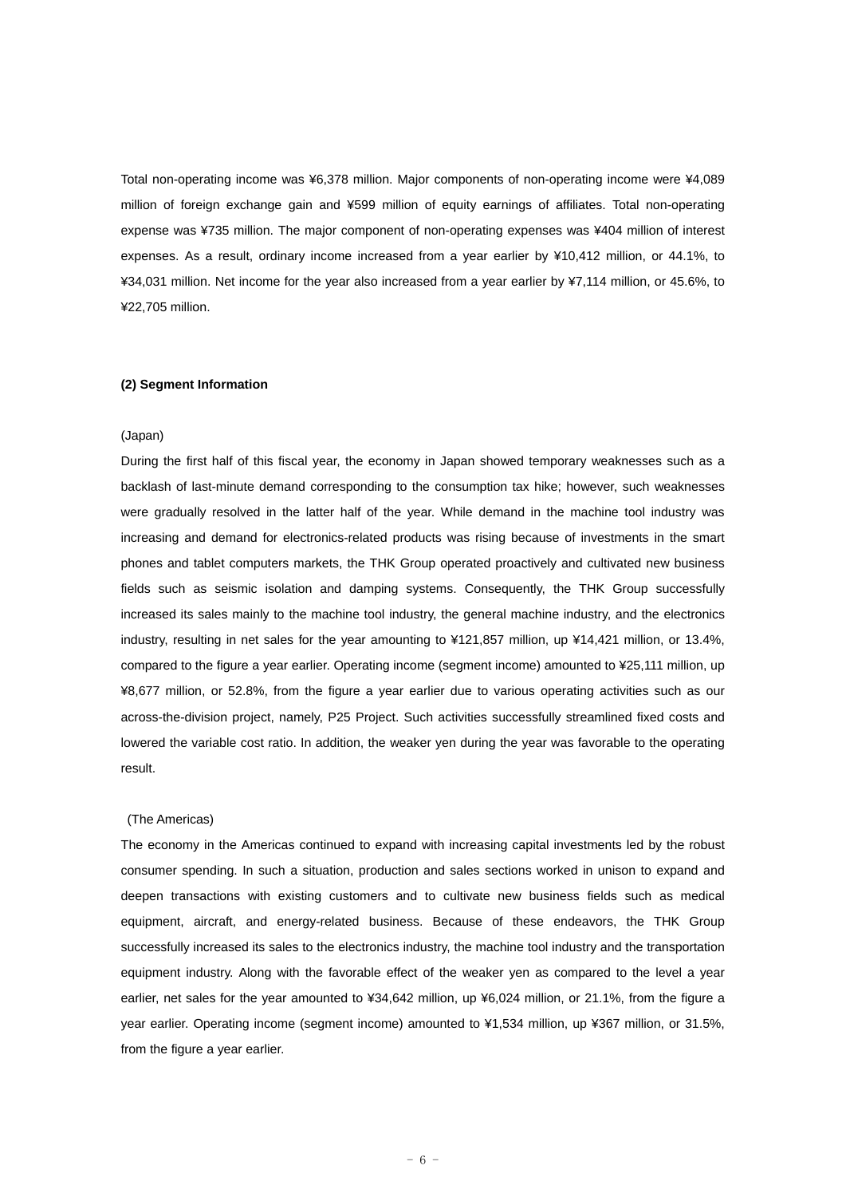Total non-operating income was ¥6,378 million. Major components of non-operating income were ¥4,089 million of foreign exchange gain and ¥599 million of equity earnings of affiliates. Total non-operating expense was ¥735 million. The major component of non-operating expenses was ¥404 million of interest expenses. As a result, ordinary income increased from a year earlier by ¥10,412 million, or 44.1%, to ¥34,031 million. Net income for the year also increased from a year earlier by ¥7,114 million, or 45.6%, to ¥22,705 million.

**(2) Segment Information**

(Japan)

During the first half of this fiscal year, the economy in Japan showed temporary weaknesses such as a backlash of last-minute demand corresponding to the consumption tax hike; however, such weaknesses were gradually resolved in the latter half of the year. While demand in the machine tool industry was increasing and demand for electronics-related products was rising because of investments in the smart phones and tablet computers markets, the THK Group operated proactively and cultivated new business fields such as seismic isolation and damping systems. Consequently, the THK Group successfully increased its sales mainly to the machine tool industry, the general machine industry, and the electronics industry, resulting in net sales for the year amounting to ¥121,857 million, up ¥14,421 million, or 13.4%, compared to the figure a year earlier. Operating income (segment income) amounted to ¥25,111 million, up ¥8,677 million, or 52.8%, from the figure a year earlier due to various operating activities such as our across-the-division project, namely, P25 Project. Such activities successfully streamlined fixed costs and lowered the variable cost ratio. In addition, the weaker yen during the year was favorable to the operating result.

(The Americas)

The economy in the Americas continued to expand with increasing capital investments led by the robust consumer spending. In such a situation, production and sales sections worked in unison to expand and deepen transactions with existing customers and to cultivate new business fields such as medical equipment, aircraft, and energy-related business. Because of these endeavors, the THK Group successfully increased its sales to the electronics industry, the machine tool industry and the transportation equipment industry. Along with the favorable effect of the weaker yen as compared to the level a year earlier, net sales for the year amounted to ¥34,642 million, up ¥6,024 million, or 21.1%, from the figure a year earlier. Operating income (segment income) amounted to ¥1,534 million, up ¥367 million, or 31.5%, from the figure a year earlier.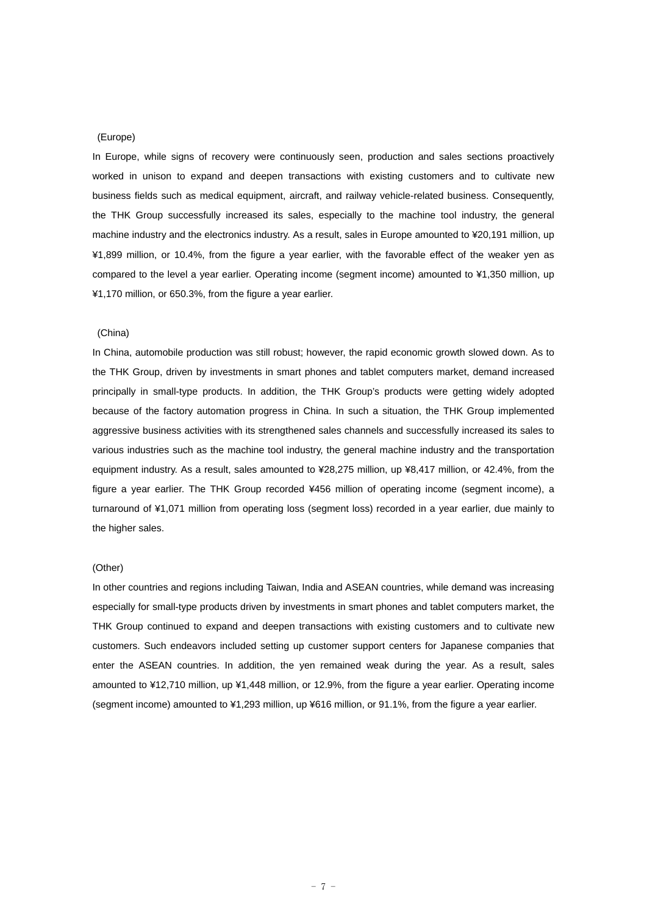(Europe)

In Europe, while signs of recovery were continuously seen, production and sales sections proactively worked in unison to expand and deepen transactions with existing customers and to cultivate new business fields such as medical equipment, aircraft, and railway vehicle-related business. Consequently, the THK Group successfully increased its sales, especially to the machine tool industry, the general machine industry and the electronics industry. As a result, sales in Europe amounted to ¥20,191 million, up ¥1,899 million, or 10.4%, from the figure a year earlier, with the favorable effect of the weaker yen as compared to the level a year earlier. Operating income (segment income) amounted to ¥1,350 million, up ¥1,170 million, or 650.3%, from the figure a year earlier.

(China)

In China, automobile production was still robust; however, the rapid economic growth slowed down. As to the THK Group, driven by investments in smart phones and tablet computers market, demand increased principally in small-type products. In addition, the THK Group's products were getting widely adopted because of the factory automation progress in China. In such a situation, the THK Group implemented aggressive business activities with its strengthened sales channels and successfully increased its sales to various industries such as the machine tool industry, the general machine industry and the transportation equipment industry. As a result, sales amounted to ¥28,275 million, up ¥8,417 million, or 42.4%, from the figure a year earlier. The THK Group recorded ¥456 million of operating income (segment income), a turnaround of ¥1,071 million from operating loss (segment loss) recorded in a year earlier, due mainly to the higher sales.

(Other)

In other countries and regions including Taiwan, India and ASEAN countries, while demand was increasing especially for small-type products driven by investments in smart phones and tablet computers market, the THK Group continued to expand and deepen transactions with existing customers and to cultivate new customers. Such endeavors included setting up customer support centers for Japanese companies that enter the ASEAN countries. In addition, the yen remained weak during the year. As a result, sales amounted to ¥12,710 million, up ¥1,448 million, or 12.9%, from the figure a year earlier. Operating income (segment income) amounted to ¥1,293 million, up ¥616 million, or 91.1%, from the figure a year earlier.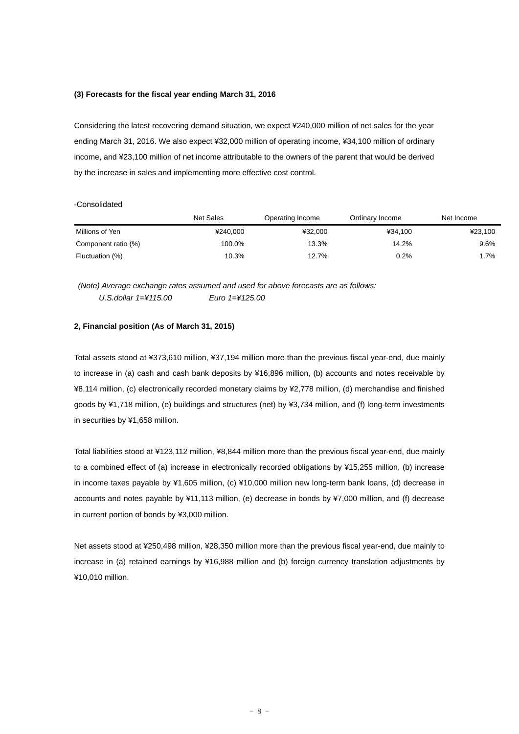### (3) Forecasts for the fiscal year ending March 31, 2016

Considering the latest recovering demand situation, we expect ¥240,000 million of net sales for the year ending March 31, 2016. We also expect ¥32,000 million of operating income, ¥34,100 million of ordinary income, and ¥23,100 million of net income attributable to the owners of the parent that would be derived by the increase in sales and implementing more effective cost control.

-Consolidated

| | Net Sales | Operating Income | Ordinary Income | Net Income |
|---|---|---|---|---|
| Millions of Yen | ¥240,000 | ¥32,000 | ¥34,100 | ¥23,100 |
| Component ratio (%) | 100.0% | 13.3% | 14.2% | 9.6% |
| Fluctuation (%) | 10.3% | 12.7% | 0.2% | 1.7% |

*(Note) Average exchange rates assumed and used for above forecasts are as follows:*
*U.S.dollar 1=¥115.00 Euro 1=¥125.00*

### 2, Financial position (As of March 31, 2015)

Total assets stood at ¥373,610 million, ¥37,194 million more than the previous fiscal year-end, due mainly to increase in (a) cash and cash bank deposits by ¥16,896 million, (b) accounts and notes receivable by ¥8,114 million, (c) electronically recorded monetary claims by ¥2,778 million, (d) merchandise and finished goods by ¥1,718 million, (e) buildings and structures (net) by ¥3,734 million, and (f) long-term investments in securities by ¥1,658 million.

Total liabilities stood at ¥123,112 million, ¥8,844 million more than the previous fiscal year-end, due mainly to a combined effect of (a) increase in electronically recorded obligations by ¥15,255 million, (b) increase in income taxes payable by ¥1,605 million, (c) ¥10,000 million new long-term bank loans, (d) decrease in accounts and notes payable by ¥11,113 million, (e) decrease in bonds by ¥7,000 million, and (f) decrease in current portion of bonds by ¥3,000 million.

Net assets stood at ¥250,498 million, ¥28,350 million more than the previous fiscal year-end, due mainly to increase in (a) retained earnings by ¥16,988 million and (b) foreign currency translation adjustments by ¥10,010 million.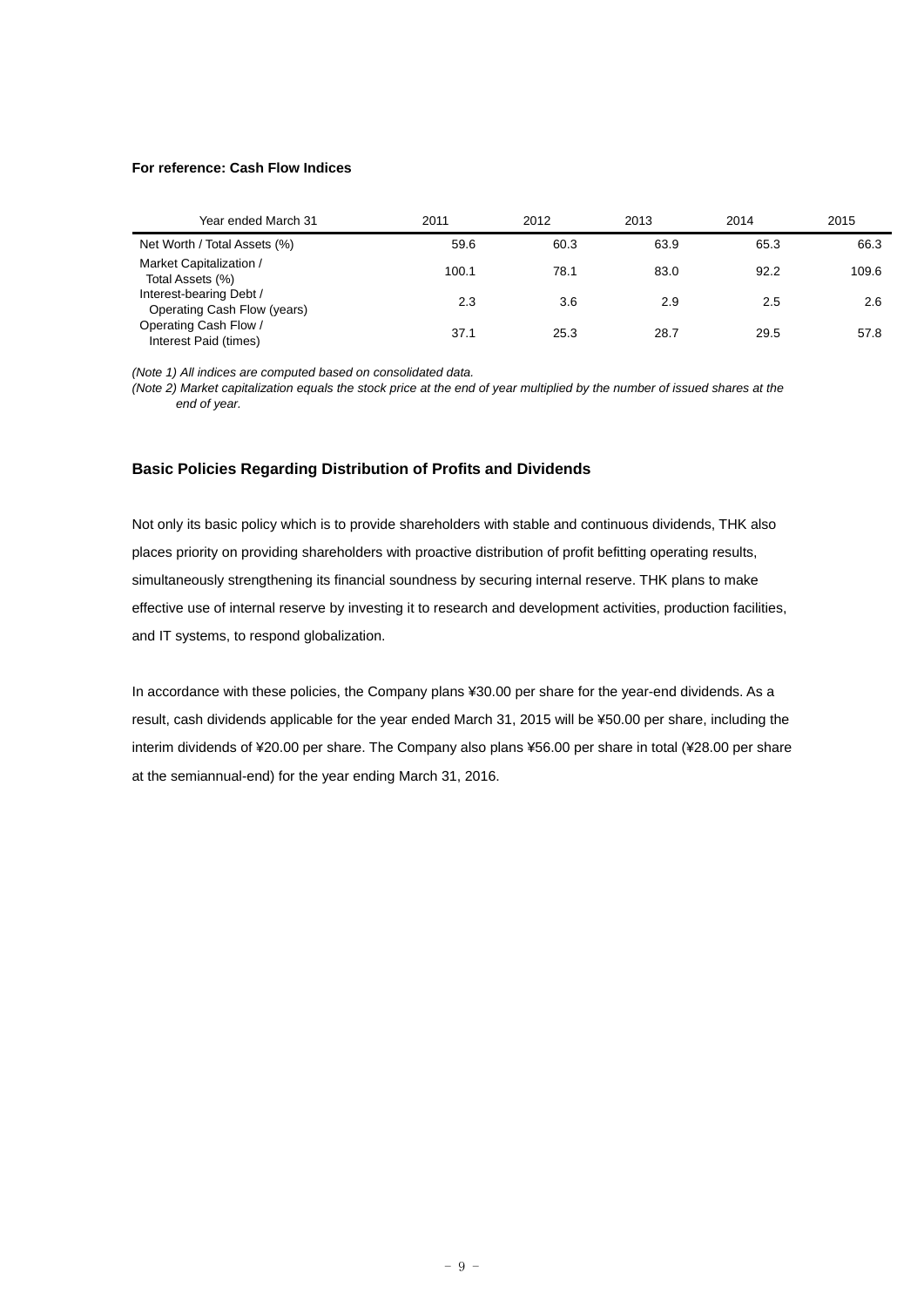**For reference: Cash Flow Indices**

| Year ended March 31 | 2011 | 2012 | 2013 | 2014 | 2015 |
|---|---|---|---|---|---|
| Net Worth / Total Assets (%) | 59.6 | 60.3 | 63.9 | 65.3 | 66.3 |
| Market Capitalization / Total Assets (%) | 100.1 | 78.1 | 83.0 | 92.2 | 109.6 |
| Interest-bearing Debt / Operating Cash Flow (years) | 2.3 | 3.6 | 2.9 | 2.5 | 2.6 |
| Operating Cash Flow / Interest Paid (times) | 37.1 | 25.3 | 28.7 | 29.5 | 57.8 |

*(Note 1) All indices are computed based on consolidated data.*

*(Note 2) Market capitalization equals the stock price at the end of year multiplied by the number of issued shares at the end of year.*

## Basic Policies Regarding Distribution of Profits and Dividends

Not only its basic policy which is to provide shareholders with stable and continuous dividends, THK also places priority on providing shareholders with proactive distribution of profit befitting operating results, simultaneously strengthening its financial soundness by securing internal reserve. THK plans to make effective use of internal reserve by investing it to research and development activities, production facilities, and IT systems, to respond globalization.

In accordance with these policies, the Company plans ¥30.00 per share for the year-end dividends. As a result, cash dividends applicable for the year ended March 31, 2015 will be ¥50.00 per share, including the interim dividends of ¥20.00 per share. The Company also plans ¥56.00 per share in total (¥28.00 per share at the semiannual-end) for the year ending March 31, 2016.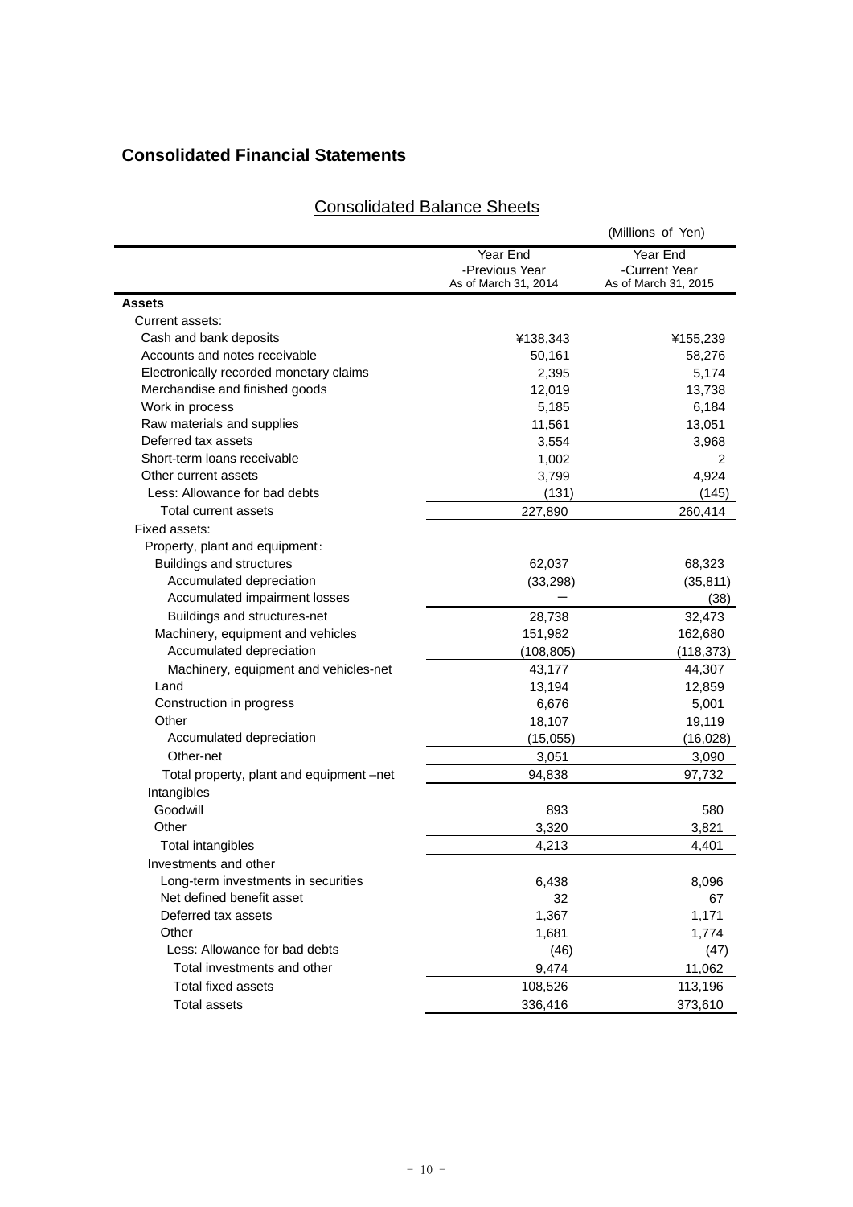## Consolidated Financial Statements

### Consolidated Balance Sheets

(Millions of Yen)

| | Year End -Previous Year As of March 31, 2014 | Year End -Current Year As of March 31, 2015 |
|---|---|---|
| **Assets** | | |
| Current assets: | | |
| Cash and bank deposits | ¥138,343 | ¥155,239 |
| Accounts and notes receivable | 50,161 | 58,276 |
| Electronically recorded monetary claims | 2,395 | 5,174 |
| Merchandise and finished goods | 12,019 | 13,738 |
| Work in process | 5,185 | 6,184 |
| Raw materials and supplies | 11,561 | 13,051 |
| Deferred tax assets | 3,554 | 3,968 |
| Short-term loans receivable | 1,002 | 2 |
| Other current assets | 3,799 | 4,924 |
| Less: Allowance for bad debts | (131) | (145) |
| Total current assets | 227,890 | 260,414 |
| Fixed assets: | | |
| Property, plant and equipment: | | |
| Buildings and structures | 62,037 | 68,323 |
| Accumulated depreciation | (33,298) | (35,811) |
| Accumulated impairment losses | ― | (38) |
| Buildings and structures-net | 28,738 | 32,473 |
| Machinery, equipment and vehicles | 151,982 | 162,680 |
| Accumulated depreciation | (108,805) | (118,373) |
| Machinery, equipment and vehicles-net | 43,177 | 44,307 |
| Land | 13,194 | 12,859 |
| Construction in progress | 6,676 | 5,001 |
| Other | 18,107 | 19,119 |
| Accumulated depreciation | (15,055) | (16,028) |
| Other-net | 3,051 | 3,090 |
| Total property, plant and equipment –net | 94,838 | 97,732 |
| Intangibles | | |
| Goodwill | 893 | 580 |
| Other | 3,320 | 3,821 |
| Total intangibles | 4,213 | 4,401 |
| Investments and other | | |
| Long-term investments in securities | 6,438 | 8,096 |
| Net defined benefit asset | 32 | 67 |
| Deferred tax assets | 1,367 | 1,171 |
| Other | 1,681 | 1,774 |
| Less: Allowance for bad debts | (46) | (47) |
| Total investments and other | 9,474 | 11,062 |
| Total fixed assets | 108,526 | 113,196 |
| Total assets | 336,416 | 373,610 |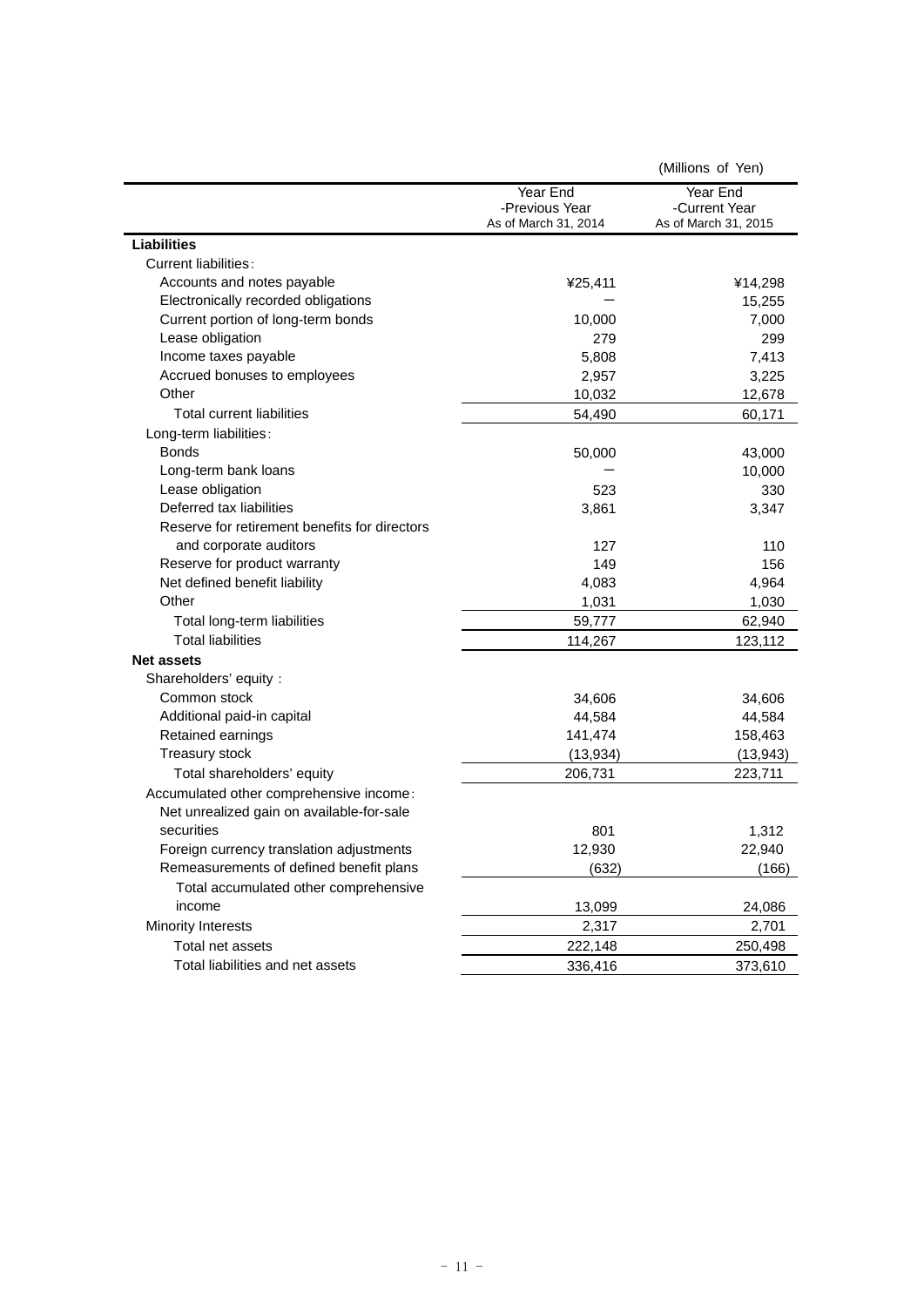(Millions of Yen)

| | Year End -Previous Year As of March 31, 2014 | Year End -Current Year As of March 31, 2015 |
|---|---|---|
| **Liabilities** | | |
| Current liabilities: | | |
| Accounts and notes payable | ¥25,411 | ¥14,298 |
| Electronically recorded obligations | ― | 15,255 |
| Current portion of long-term bonds | 10,000 | 7,000 |
| Lease obligation | 279 | 299 |
| Income taxes payable | 5,808 | 7,413 |
| Accrued bonuses to employees | 2,957 | 3,225 |
| Other | 10,032 | 12,678 |
| Total current liabilities | 54,490 | 60,171 |
| Long-term liabilities: | | |
| Bonds | 50,000 | 43,000 |
| Long-term bank loans | ― | 10,000 |
| Lease obligation | 523 | 330 |
| Deferred tax liabilities | 3,861 | 3,347 |
| Reserve for retirement benefits for directors and corporate auditors | 127 | 110 |
| Reserve for product warranty | 149 | 156 |
| Net defined benefit liability | 4,083 | 4,964 |
| Other | 1,031 | 1,030 |
| Total long-term liabilities | 59,777 | 62,940 |
| Total liabilities | 114,267 | 123,112 |
| **Net assets** | | |
| Shareholders' equity: | | |
| Common stock | 34,606 | 34,606 |
| Additional paid-in capital | 44,584 | 44,584 |
| Retained earnings | 141,474 | 158,463 |
| Treasury stock | (13,934) | (13,943) |
| Total shareholders' equity | 206,731 | 223,711 |
| Accumulated other comprehensive income: | | |
| Net unrealized gain on available-for-sale securities | 801 | 1,312 |
| Foreign currency translation adjustments | 12,930 | 22,940 |
| Remeasurements of defined benefit plans | (632) | (166) |
| Total accumulated other comprehensive income | 13,099 | 24,086 |
| Minority Interests | 2,317 | 2,701 |
| Total net assets | 222,148 | 250,498 |
| Total liabilities and net assets | 336,416 | 373,610 |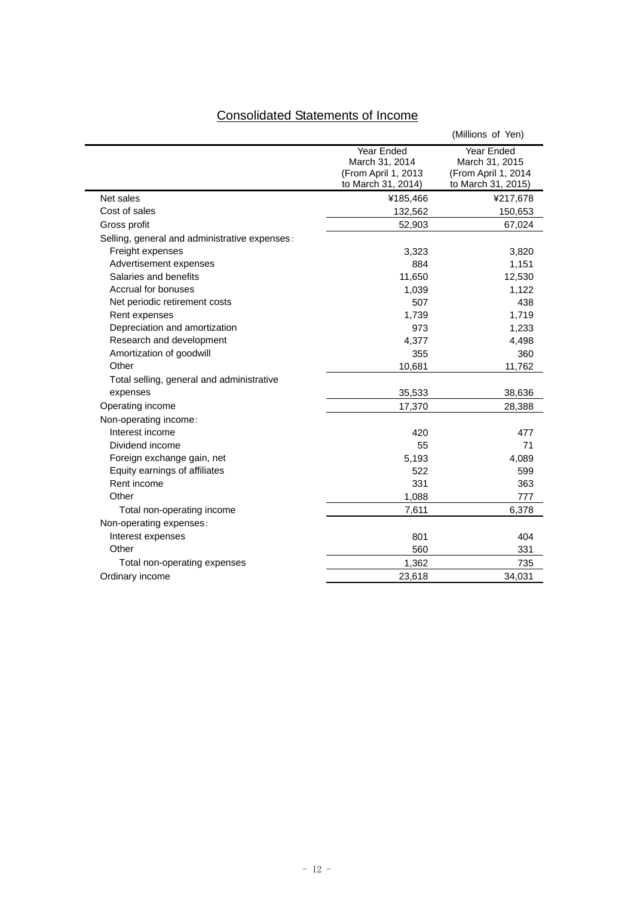## Consolidated Statements of Income

(Millions of Yen)

| | Year Ended March 31, 2014 (From April 1, 2013 to March 31, 2014) | Year Ended March 31, 2015 (From April 1, 2014 to March 31, 2015) |
|---|---|---|
| Net sales | ¥185,466 | ¥217,678 |
| Cost of sales | 132,562 | 150,653 |
| Gross profit | 52,903 | 67,024 |
| Selling, general and administrative expenses: | | |
| Freight expenses | 3,323 | 3,820 |
| Advertisement expenses | 884 | 1,151 |
| Salaries and benefits | 11,650 | 12,530 |
| Accrual for bonuses | 1,039 | 1,122 |
| Net periodic retirement costs | 507 | 438 |
| Rent expenses | 1,739 | 1,719 |
| Depreciation and amortization | 973 | 1,233 |
| Research and development | 4,377 | 4,498 |
| Amortization of goodwill | 355 | 360 |
| Other | 10,681 | 11,762 |
| Total selling, general and administrative expenses | 35,533 | 38,636 |
| Operating income | 17,370 | 28,388 |
| Non-operating income: | | |
| Interest income | 420 | 477 |
| Dividend income | 55 | 71 |
| Foreign exchange gain, net | 5,193 | 4,089 |
| Equity earnings of affiliates | 522 | 599 |
| Rent income | 331 | 363 |
| Other | 1,088 | 777 |
| Total non-operating income | 7,611 | 6,378 |
| Non-operating expenses: | | |
| Interest expenses | 801 | 404 |
| Other | 560 | 331 |
| Total non-operating expenses | 1,362 | 735 |
| Ordinary income | 23,618 | 34,031 |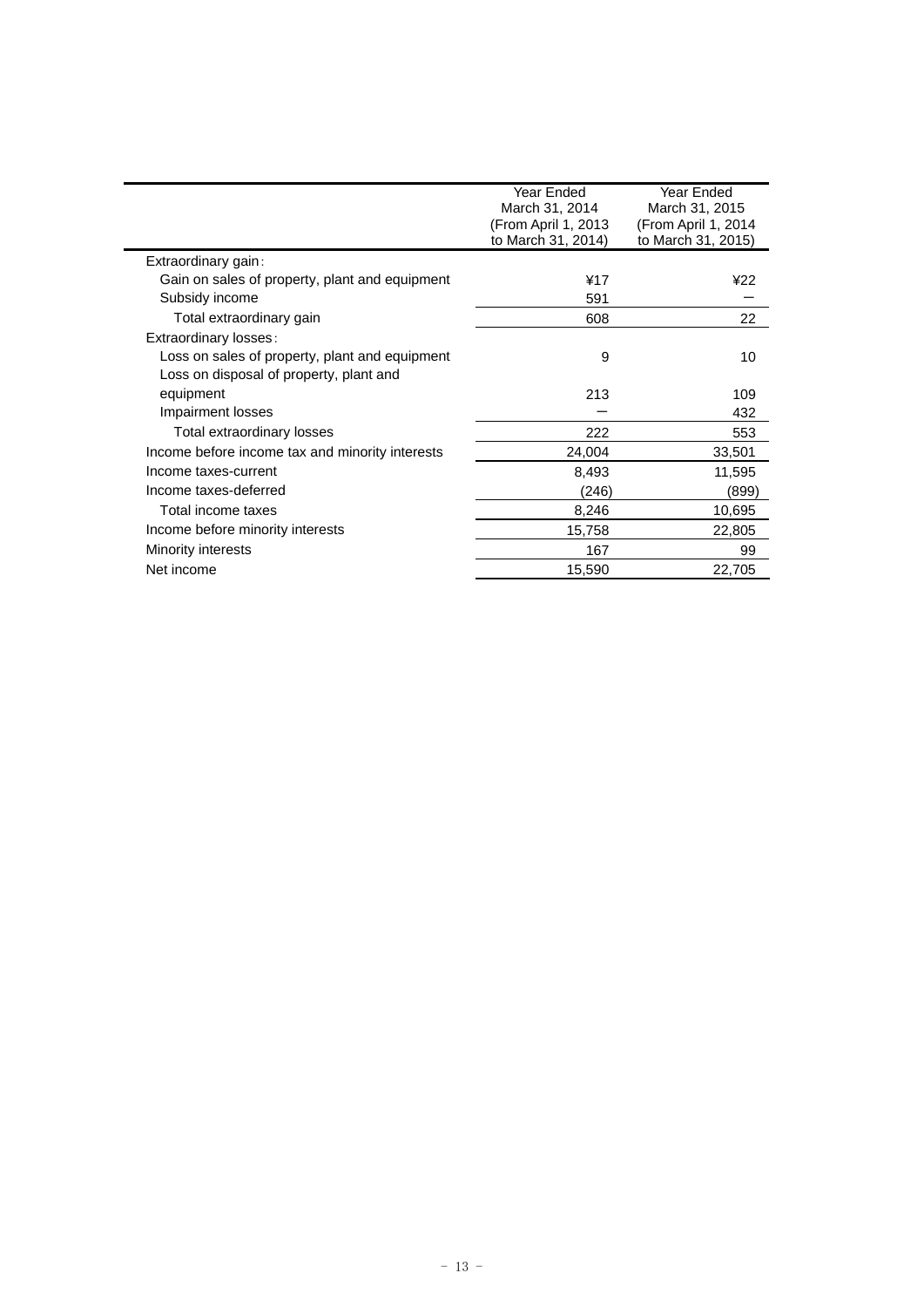| | Year Ended March 31, 2014 (From April 1, 2013 to March 31, 2014) | Year Ended March 31, 2015 (From April 1, 2014 to March 31, 2015) |
|---|---|---|
| Extraordinary gain: | | |
| Gain on sales of property, plant and equipment | ¥17 | ¥22 |
| Subsidy income | 591 | ― |
| Total extraordinary gain | 608 | 22 |
| Extraordinary losses: | | |
| Loss on sales of property, plant and equipment | 9 | 10 |
| Loss on disposal of property, plant and equipment | 213 | 109 |
| Impairment losses | ― | 432 |
| Total extraordinary losses | 222 | 553 |
| Income before income tax and minority interests | 24,004 | 33,501 |
| Income taxes-current | 8,493 | 11,595 |
| Income taxes-deferred | (246) | (899) |
| Total income taxes | 8,246 | 10,695 |
| Income before minority interests | 15,758 | 22,805 |
| Minority interests | 167 | 99 |
| Net income | 15,590 | 22,705 |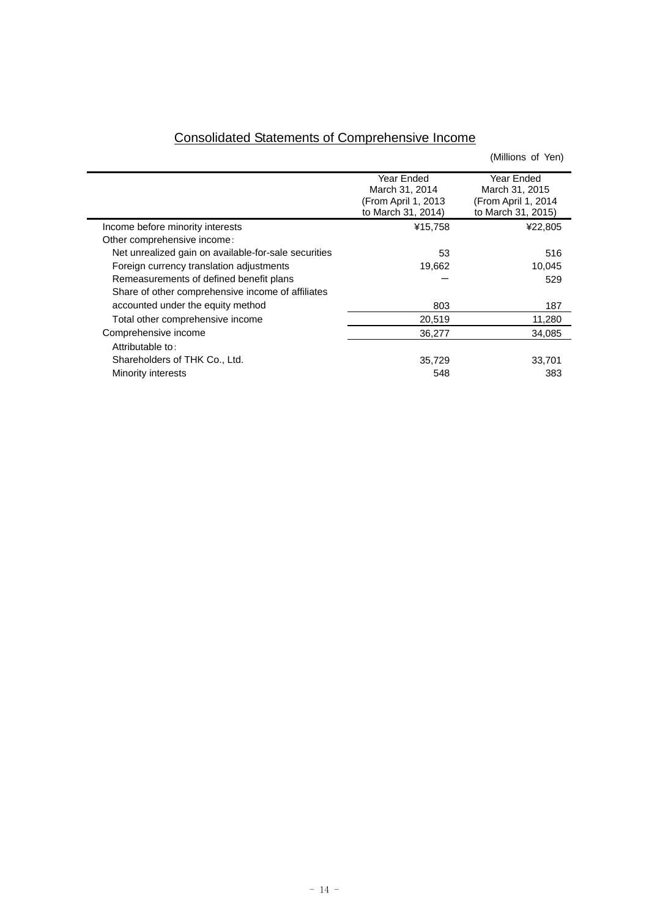## Consolidated Statements of Comprehensive Income

(Millions of Yen)

| | Year Ended March 31, 2014 (From April 1, 2013 to March 31, 2014) | Year Ended March 31, 2015 (From April 1, 2014 to March 31, 2015) |
|---|---|---|
| Income before minority interests | ¥15,758 | ¥22,805 |
| Other comprehensive income: | | |
| Net unrealized gain on available-for-sale securities | 53 | 516 |
| Foreign currency translation adjustments | 19,662 | 10,045 |
| Remeasurements of defined benefit plans | ― | 529 |
| Share of other comprehensive income of affiliates accounted under the equity method | 803 | 187 |
| Total other comprehensive income | 20,519 | 11,280 |
| Comprehensive income | 36,277 | 34,085 |
| Attributable to: | | |
| Shareholders of THK Co., Ltd. | 35,729 | 33,701 |
| Minority interests | 548 | 383 |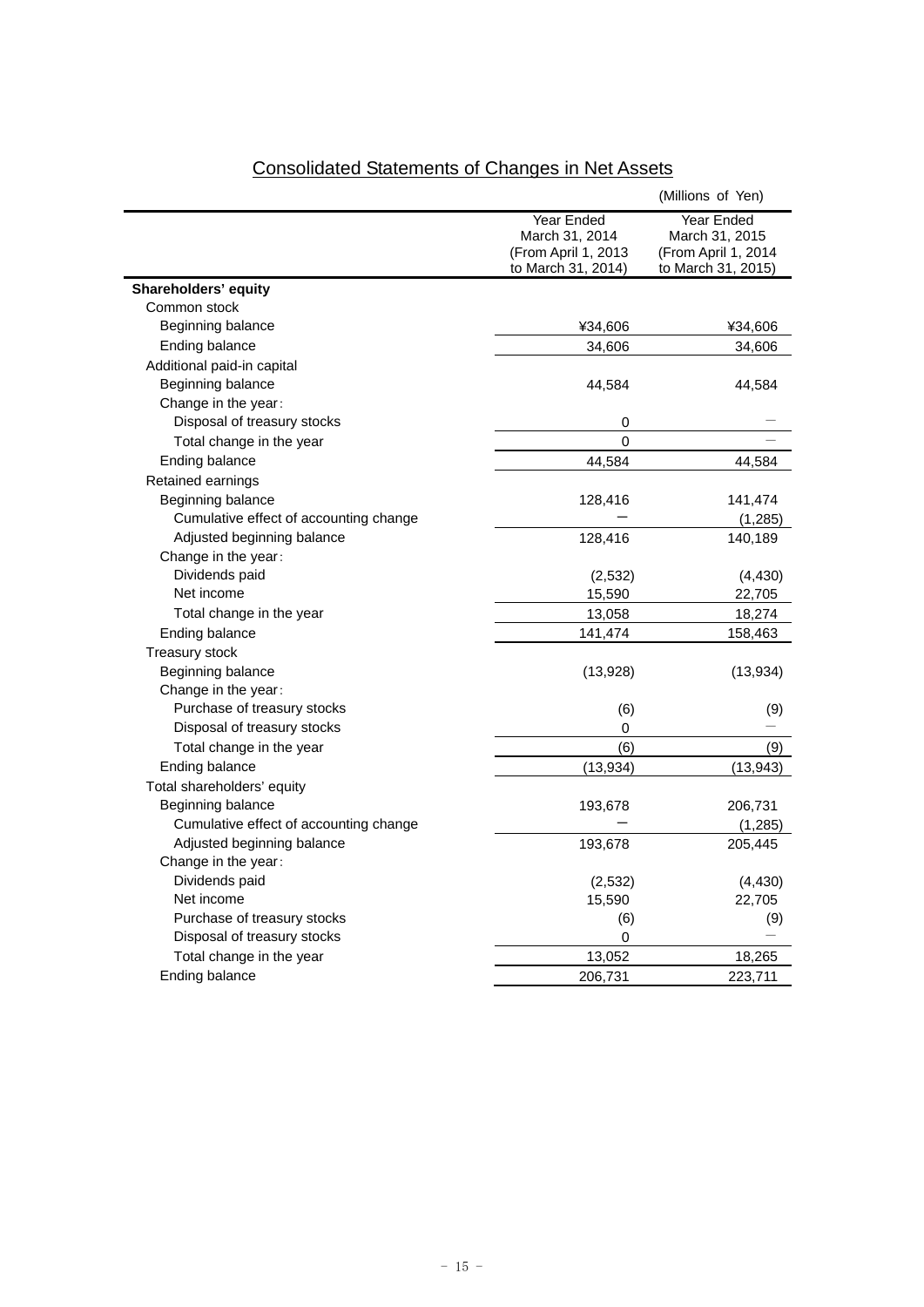## Consolidated Statements of Changes in Net Assets

(Millions of Yen)

| | Year Ended March 31, 2014 (From April 1, 2013 to March 31, 2014) | Year Ended March 31, 2015 (From April 1, 2014 to March 31, 2015) |
|---|---|---|
| **Shareholders' equity** | | |
| Common stock | | |
| Beginning balance | ¥34,606 | ¥34,606 |
| Ending balance | 34,606 | 34,606 |
| Additional paid-in capital | | |
| Beginning balance | 44,584 | 44,584 |
| Change in the year: | | |
| Disposal of treasury stocks | 0 | — |
| Total change in the year | 0 | — |
| Ending balance | 44,584 | 44,584 |
| Retained earnings | | |
| Beginning balance | 128,416 | 141,474 |
| Cumulative effect of accounting change | — | (1,285) |
| Adjusted beginning balance | 128,416 | 140,189 |
| Change in the year: | | |
| Dividends paid | (2,532) | (4,430) |
| Net income | 15,590 | 22,705 |
| Total change in the year | 13,058 | 18,274 |
| Ending balance | 141,474 | 158,463 |
| Treasury stock | | |
| Beginning balance | (13,928) | (13,934) |
| Change in the year: | | |
| Purchase of treasury stocks | (6) | (9) |
| Disposal of treasury stocks | 0 | — |
| Total change in the year | (6) | (9) |
| Ending balance | (13,934) | (13,943) |
| Total shareholders' equity | | |
| Beginning balance | 193,678 | 206,731 |
| Cumulative effect of accounting change | — | (1,285) |
| Adjusted beginning balance | 193,678 | 205,445 |
| Change in the year: | | |
| Dividends paid | (2,532) | (4,430) |
| Net income | 15,590 | 22,705 |
| Purchase of treasury stocks | (6) | (9) |
| Disposal of treasury stocks | 0 | — |
| Total change in the year | 13,052 | 18,265 |
| Ending balance | 206,731 | 223,711 |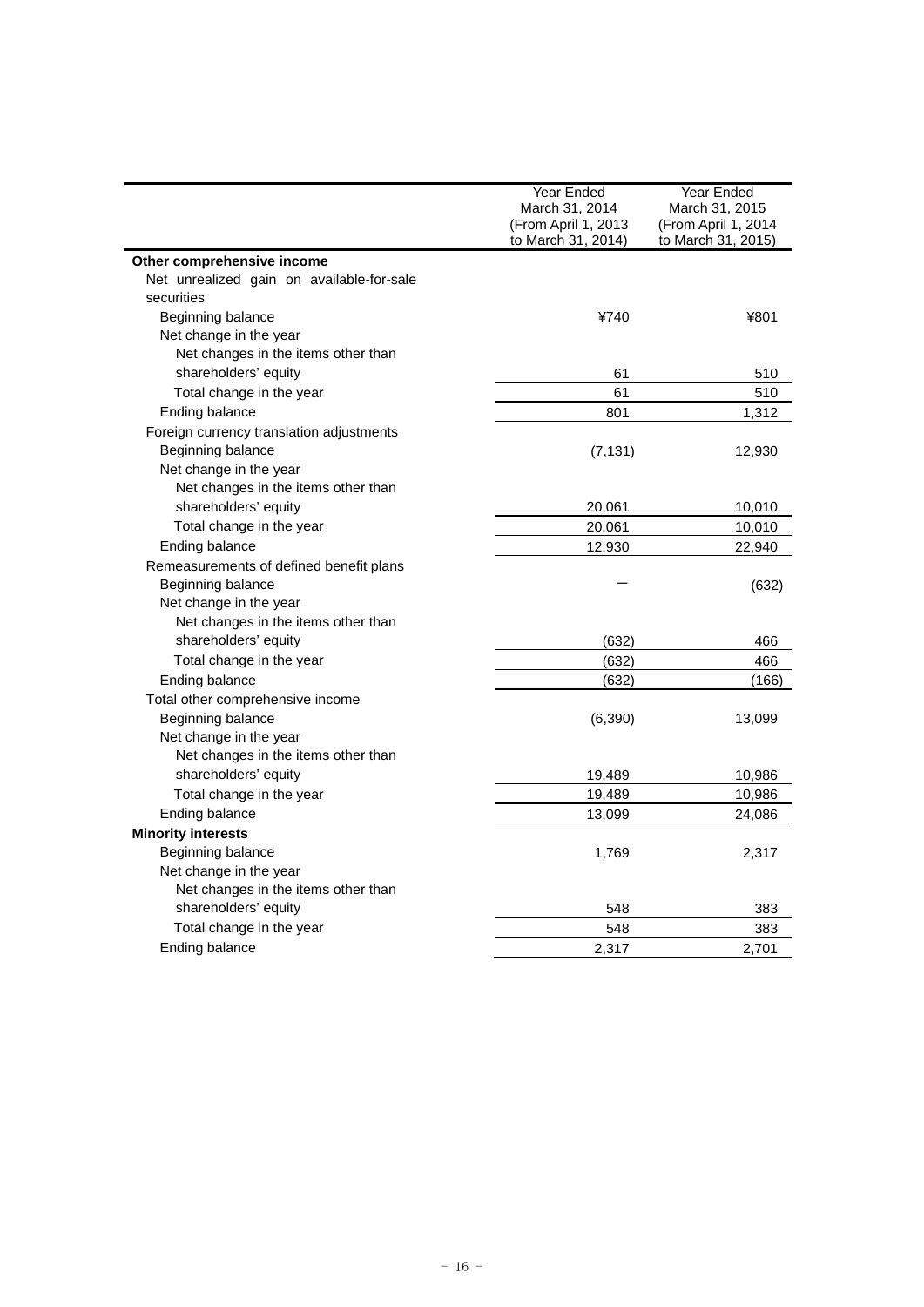| | Year Ended March 31, 2014 (From April 1, 2013 to March 31, 2014) | Year Ended March 31, 2015 (From April 1, 2014 to March 31, 2015) |
|---|---|---|
| **Other comprehensive income** | | |
| Net unrealized gain on available-for-sale securities | | |
| Beginning balance | ¥740 | ¥801 |
| Net change in the year | | |
| Net changes in the items other than shareholders' equity | 61 | 510 |
| Total change in the year | 61 | 510 |
| Ending balance | 801 | 1,312 |
| Foreign currency translation adjustments | | |
| Beginning balance | (7,131) | 12,930 |
| Net change in the year | | |
| Net changes in the items other than shareholders' equity | 20,061 | 10,010 |
| Total change in the year | 20,061 | 10,010 |
| Ending balance | 12,930 | 22,940 |
| Remeasurements of defined benefit plans | | |
| Beginning balance | − | (632) |
| Net change in the year | | |
| Net changes in the items other than shareholders' equity | (632) | 466 |
| Total change in the year | (632) | 466 |
| Ending balance | (632) | (166) |
| Total other comprehensive income | | |
| Beginning balance | (6,390) | 13,099 |
| Net change in the year | | |
| Net changes in the items other than shareholders' equity | 19,489 | 10,986 |
| Total change in the year | 19,489 | 10,986 |
| Ending balance | 13,099 | 24,086 |
| **Minority interests** | | |
| Beginning balance | 1,769 | 2,317 |
| Net change in the year | | |
| Net changes in the items other than shareholders' equity | 548 | 383 |
| Total change in the year | 548 | 383 |
| Ending balance | 2,317 | 2,701 |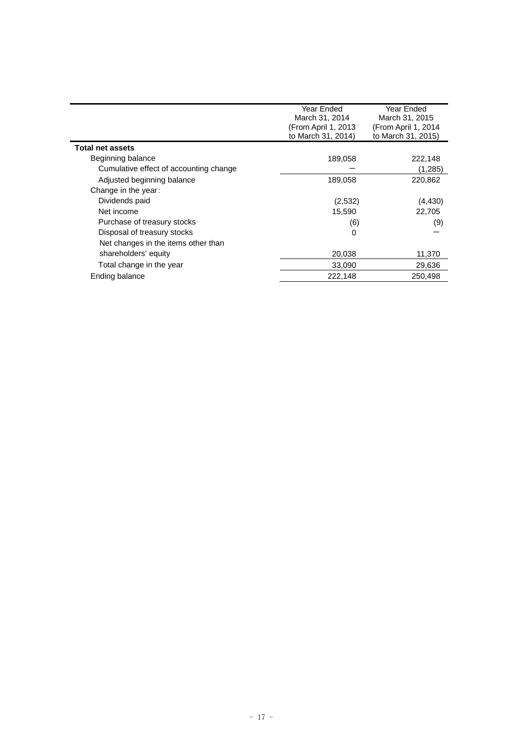| | Year Ended March 31, 2014 (From April 1, 2013 to March 31, 2014) | Year Ended March 31, 2015 (From April 1, 2014 to March 31, 2015) |
|---|---|---|
| **Total net assets** | | |
| Beginning balance | 189,058 | 222,148 |
| Cumulative effect of accounting change | ― | (1,285) |
| Adjusted beginning balance | 189,058 | 220,862 |
| Change in the year: | | |
| Dividends paid | (2,532) | (4,430) |
| Net income | 15,590 | 22,705 |
| Purchase of treasury stocks | (6) | (9) |
| Disposal of treasury stocks | 0 | ― |
| Net changes in the items other than shareholders' equity | 20,038 | 11,370 |
| Total change in the year | 33,090 | 29,636 |
| Ending balance | 222,148 | 250,498 |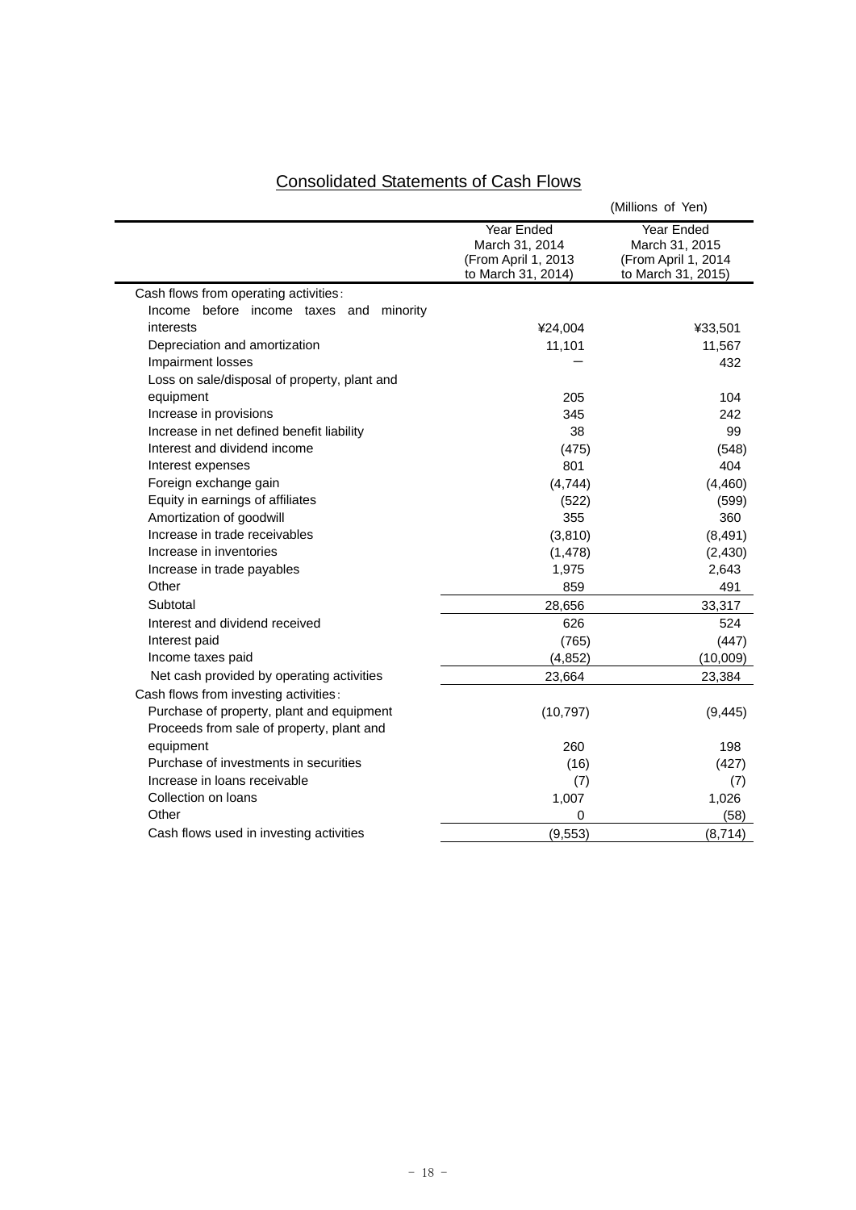# Consolidated Statements of Cash Flows

(Millions of Yen)

| | Year Ended March 31, 2014 (From April 1, 2013 to March 31, 2014) | Year Ended March 31, 2015 (From April 1, 2014 to March 31, 2015) |
|---|---|---|
| Cash flows from operating activities: | | |
| Income before income taxes and minority interests | ¥24,004 | ¥33,501 |
| Depreciation and amortization | 11,101 | 11,567 |
| Impairment losses | ― | 432 |
| Loss on sale/disposal of property, plant and equipment | 205 | 104 |
| Increase in provisions | 345 | 242 |
| Increase in net defined benefit liability | 38 | 99 |
| Interest and dividend income | (475) | (548) |
| Interest expenses | 801 | 404 |
| Foreign exchange gain | (4,744) | (4,460) |
| Equity in earnings of affiliates | (522) | (599) |
| Amortization of goodwill | 355 | 360 |
| Increase in trade receivables | (3,810) | (8,491) |
| Increase in inventories | (1,478) | (2,430) |
| Increase in trade payables | 1,975 | 2,643 |
| Other | 859 | 491 |
| Subtotal | 28,656 | 33,317 |
| Interest and dividend received | 626 | 524 |
| Interest paid | (765) | (447) |
| Income taxes paid | (4,852) | (10,009) |
| Net cash provided by operating activities | 23,664 | 23,384 |
| Cash flows from investing activities: | | |
| Purchase of property, plant and equipment | (10,797) | (9,445) |
| Proceeds from sale of property, plant and equipment | 260 | 198 |
| Purchase of investments in securities | (16) | (427) |
| Increase in loans receivable | (7) | (7) |
| Collection on loans | 1,007 | 1,026 |
| Other | 0 | (58) |
| Cash flows used in investing activities | (9,553) | (8,714) |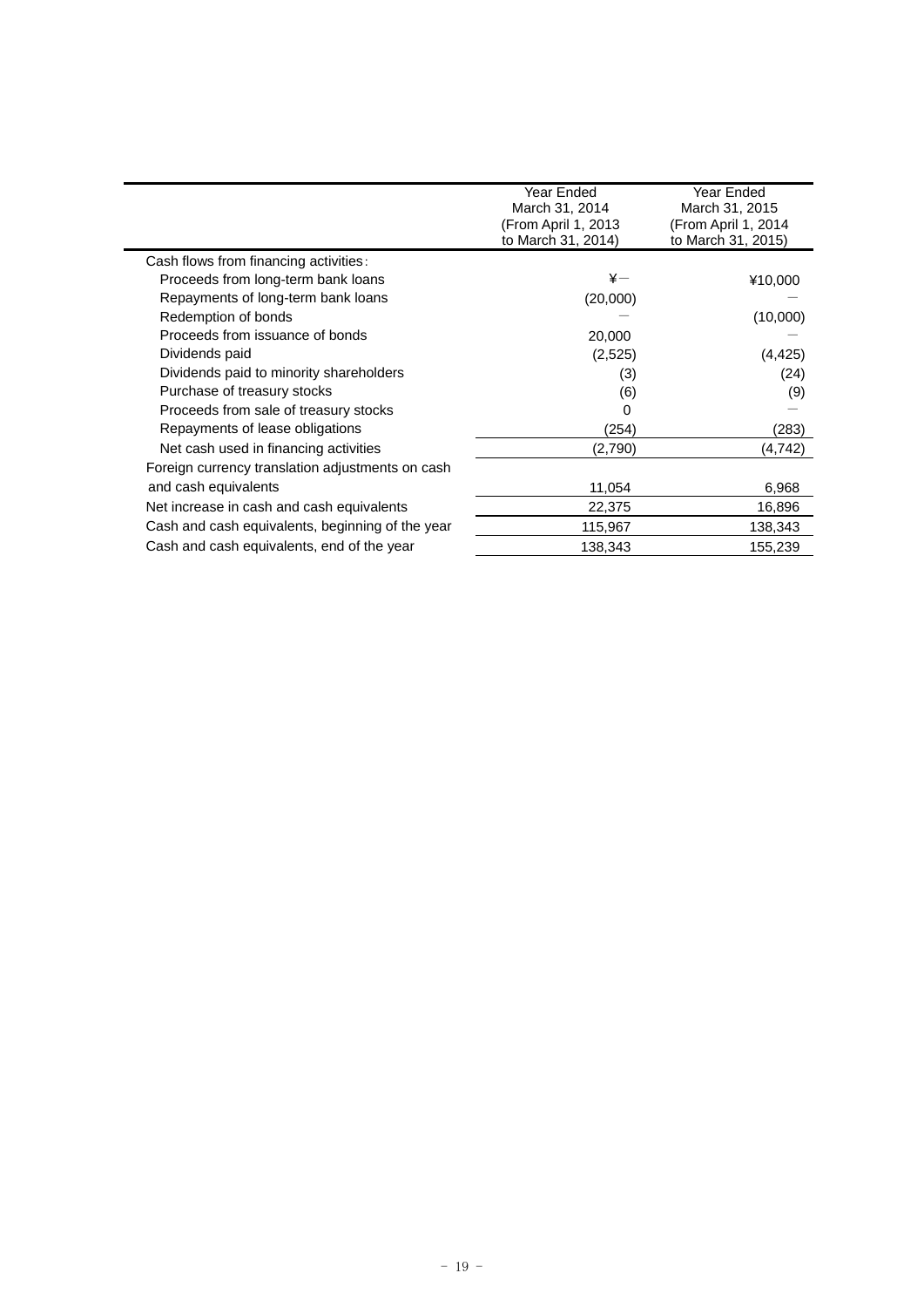| | Year Ended March 31, 2014 (From April 1, 2013 to March 31, 2014) | Year Ended March 31, 2015 (From April 1, 2014 to March 31, 2015) |
|---|---|---|
| Cash flows from financing activities: | | |
| Proceeds from long-term bank loans | ¥― | ¥10,000 |
| Repayments of long-term bank loans | (20,000) | ― |
| Redemption of bonds | ― | (10,000) |
| Proceeds from issuance of bonds | 20,000 | ― |
| Dividends paid | (2,525) | (4,425) |
| Dividends paid to minority shareholders | (3) | (24) |
| Purchase of treasury stocks | (6) | (9) |
| Proceeds from sale of treasury stocks | 0 | ― |
| Repayments of lease obligations | (254) | (283) |
| Net cash used in financing activities | (2,790) | (4,742) |
| Foreign currency translation adjustments on cash and cash equivalents | 11,054 | 6,968 |
| Net increase in cash and cash equivalents | 22,375 | 16,896 |
| Cash and cash equivalents, beginning of the year | 115,967 | 138,343 |
| Cash and cash equivalents, end of the year | 138,343 | 155,239 |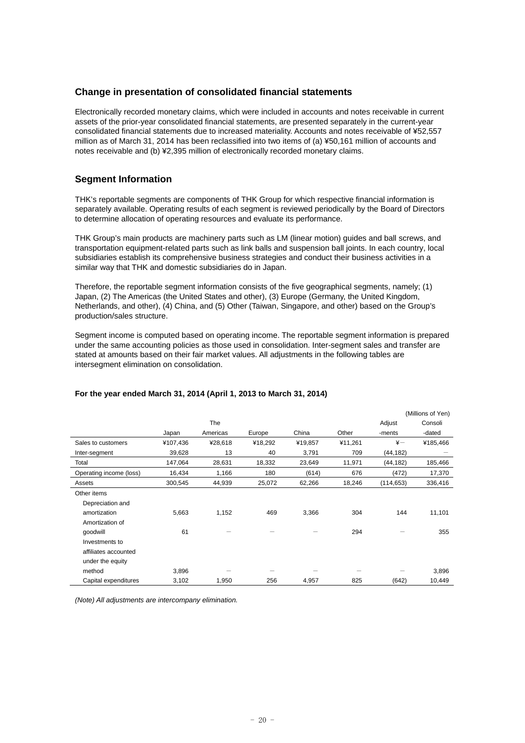## Change in presentation of consolidated financial statements

Electronically recorded monetary claims, which were included in accounts and notes receivable in current assets of the prior-year consolidated financial statements, are presented separately in the current-year consolidated financial statements due to increased materiality. Accounts and notes receivable of ¥52,557 million as of March 31, 2014 has been reclassified into two items of (a) ¥50,161 million of accounts and notes receivable and (b) ¥2,395 million of electronically recorded monetary claims.

## Segment Information

THK's reportable segments are components of THK Group for which respective financial information is separately available. Operating results of each segment is reviewed periodically by the Board of Directors to determine allocation of operating resources and evaluate its performance.

THK Group's main products are machinery parts such as LM (linear motion) guides and ball screws, and transportation equipment-related parts such as link balls and suspension ball joints. In each country, local subsidiaries establish its comprehensive business strategies and conduct their business activities in a similar way that THK and domestic subsidiaries do in Japan.

Therefore, the reportable segment information consists of the five geographical segments, namely; (1) Japan, (2) The Americas (the United States and other), (3) Europe (Germany, the United Kingdom, Netherlands, and other), (4) China, and (5) Other (Taiwan, Singapore, and other) based on the Group's production/sales structure.

Segment income is computed based on operating income. The reportable segment information is prepared under the same accounting policies as those used in consolidation. Inter-segment sales and transfer are stated at amounts based on their fair market values. All adjustments in the following tables are intersegment elimination on consolidation.

**For the year ended March 31, 2014 (April 1, 2013 to March 31, 2014)**

(Millions of Yen)

| | Japan | The Americas | Europe | China | Other | Adjust -ments | Consoli -dated |
|---|---|---|---|---|---|---|---|
| Sales to customers | ¥107,436 | ¥28,618 | ¥18,292 | ¥19,857 | ¥11,261 | ¥― | ¥185,466 |
| Inter-segment | 39,628 | 13 | 40 | 3,791 | 709 | (44,182) | ― |
| Total | 147,064 | 28,631 | 18,332 | 23,649 | 11,971 | (44,182) | 185,466 |
| Operating income (loss) | 16,434 | 1,166 | 180 | (614) | 676 | (472) | 17,370 |
| Assets | 300,545 | 44,939 | 25,072 | 62,266 | 18,246 | (114,653) | 336,416 |
| Other items | | | | | | | |
| Depreciation and amortization | 5,663 | 1,152 | 469 | 3,366 | 304 | 144 | 11,101 |
| Amortization of goodwill | 61 | ― | ― | ― | 294 | ― | 355 |
| Investments to affiliates accounted under the equity method | 3,896 | ― | ― | ― | ― | ― | 3,896 |
| Capital expenditures | 3,102 | 1,950 | 256 | 4,957 | 825 | (642) | 10,449 |

*(Note) All adjustments are intercompany elimination.*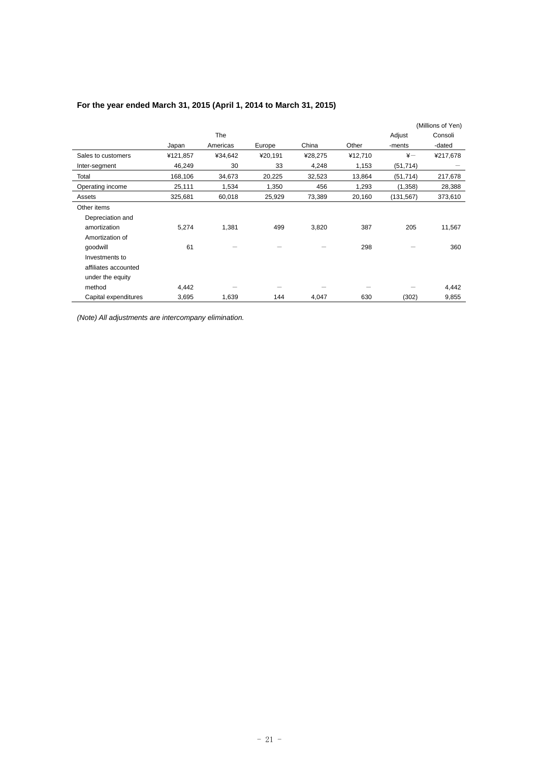**For the year ended March 31, 2015 (April 1, 2014 to March 31, 2015)**

(Millions of Yen)

| | Japan | The Americas | Europe | China | Other | Adjust -ments | Consoli -dated |
|---|---|---|---|---|---|---|---|
| Sales to customers | ¥121,857 | ¥34,642 | ¥20,191 | ¥28,275 | ¥12,710 | ¥― | ¥217,678 |
| Inter-segment | 46,249 | 30 | 33 | 4,248 | 1,153 | (51,714) | ― |
| Total | 168,106 | 34,673 | 20,225 | 32,523 | 13,864 | (51,714) | 217,678 |
| Operating income | 25,111 | 1,534 | 1,350 | 456 | 1,293 | (1,358) | 28,388 |
| Assets | 325,681 | 60,018 | 25,929 | 73,389 | 20,160 | (131,567) | 373,610 |
| Other items | | | | | | | |
| Depreciation and amortization | 5,274 | 1,381 | 499 | 3,820 | 387 | 205 | 11,567 |
| Amortization of goodwill | 61 | ― | ― | ― | 298 | ― | 360 |
| Investments to affiliates accounted under the equity method | 4,442 | ― | ― | ― | ― | ― | 4,442 |
| Capital expenditures | 3,695 | 1,639 | 144 | 4,047 | 630 | (302) | 9,855 |

*(Note) All adjustments are intercompany elimination.*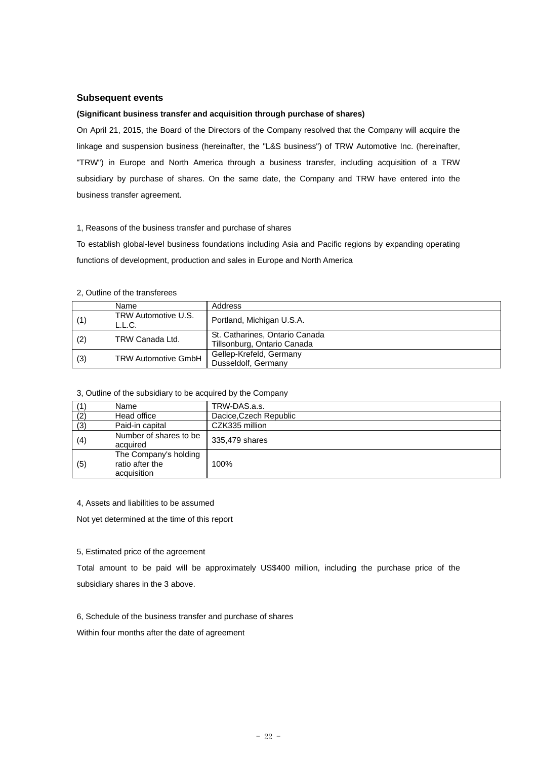## Subsequent events

**(Significant business transfer and acquisition through purchase of shares)**

On April 21, 2015, the Board of the Directors of the Company resolved that the Company will acquire the linkage and suspension business (hereinafter, the "L&S business") of TRW Automotive Inc. (hereinafter, "TRW") in Europe and North America through a business transfer, including acquisition of a TRW subsidiary by purchase of shares. On the same date, the Company and TRW have entered into the business transfer agreement.

1, Reasons of the business transfer and purchase of shares

To establish global-level business foundations including Asia and Pacific regions by expanding operating functions of development, production and sales in Europe and North America

2, Outline of the transferees

| | Name | Address |
|---|---|---|
| (1) | TRW Automotive U.S. L.L.C. | Portland, Michigan U.S.A. |
| (2) | TRW Canada Ltd. | St. Catharines, Ontario Canada<br>Tillsonburg, Ontario Canada |
| (3) | TRW Automotive GmbH | Gellep-Krefeld, Germany<br>Dusseldolf, Germany |

3, Outline of the subsidiary to be acquired by the Company

| | | |
|---|---|---|
| (1) | Name | TRW-DAS.a.s. |
| (2) | Head office | Dacice,Czech Republic |
| (3) | Paid-in capital | CZK335 million |
| (4) | Number of shares to be acquired | 335,479 shares |
| (5) | The Company's holding ratio after the acquisition | 100% |

4, Assets and liabilities to be assumed

Not yet determined at the time of this report

5, Estimated price of the agreement

Total amount to be paid will be approximately US$400 million, including the purchase price of the subsidiary shares in the 3 above.

6, Schedule of the business transfer and purchase of shares

Within four months after the date of agreement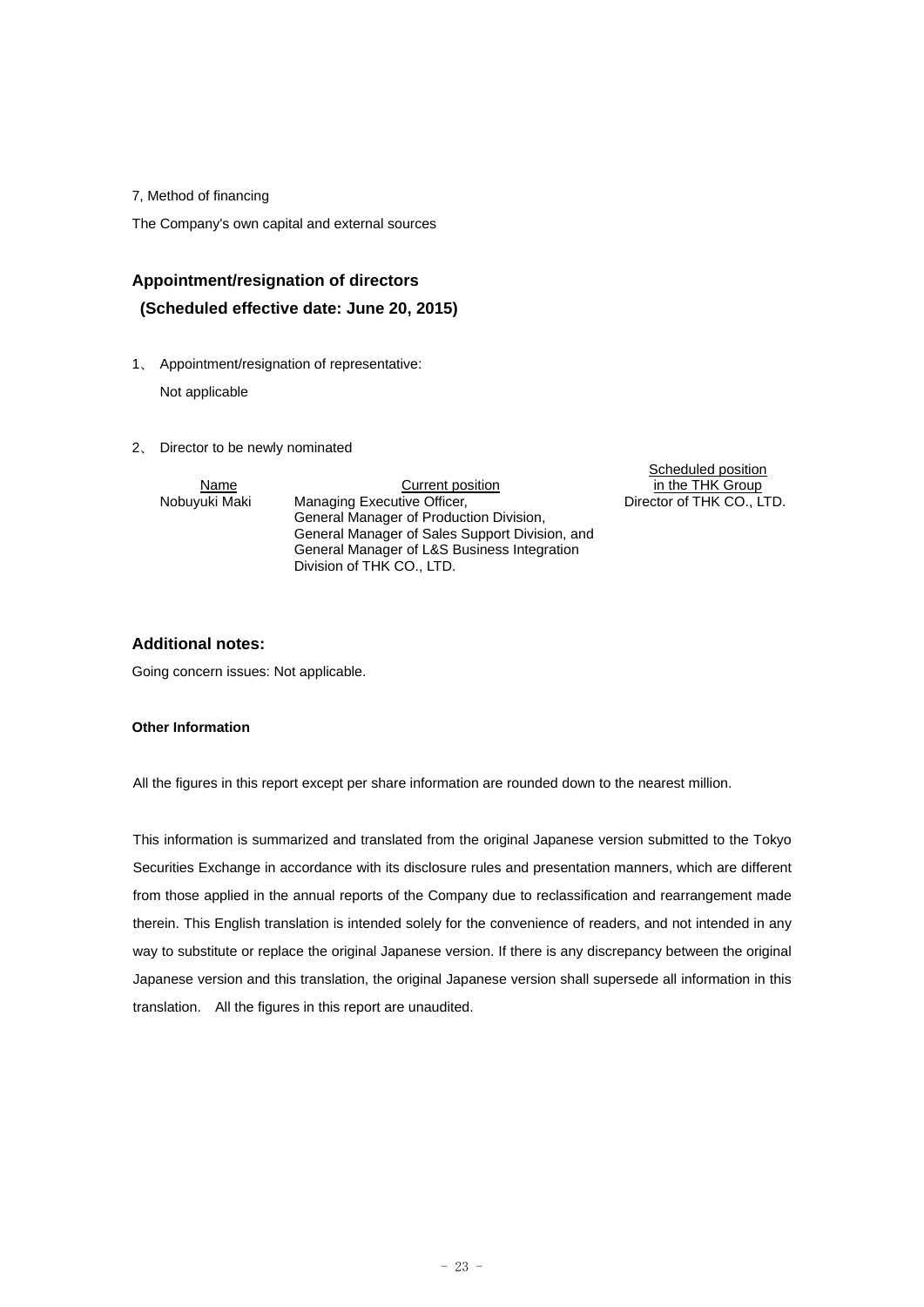7, Method of financing

The Company's own capital and external sources

## Appointment/resignation of directors
## (Scheduled effective date: June 20, 2015)

1、 Appointment/resignation of representative:

Not applicable

2、 Director to be newly nominated

| Name | Current position | Scheduled position in the THK Group |
| --- | --- | --- |
| Nobuyuki Maki | Managing Executive Officer, General Manager of Production Division, General Manager of Sales Support Division, and General Manager of L&S Business Integration Division of THK CO., LTD. | Director of THK CO., LTD. |

## Additional notes:

Going concern issues: Not applicable.

**Other Information**

All the figures in this report except per share information are rounded down to the nearest million.

This information is summarized and translated from the original Japanese version submitted to the Tokyo Securities Exchange in accordance with its disclosure rules and presentation manners, which are different from those applied in the annual reports of the Company due to reclassification and rearrangement made therein. This English translation is intended solely for the convenience of readers, and not intended in any way to substitute or replace the original Japanese version. If there is any discrepancy between the original Japanese version and this translation, the original Japanese version shall supersede all information in this translation. All the figures in this report are unaudited.